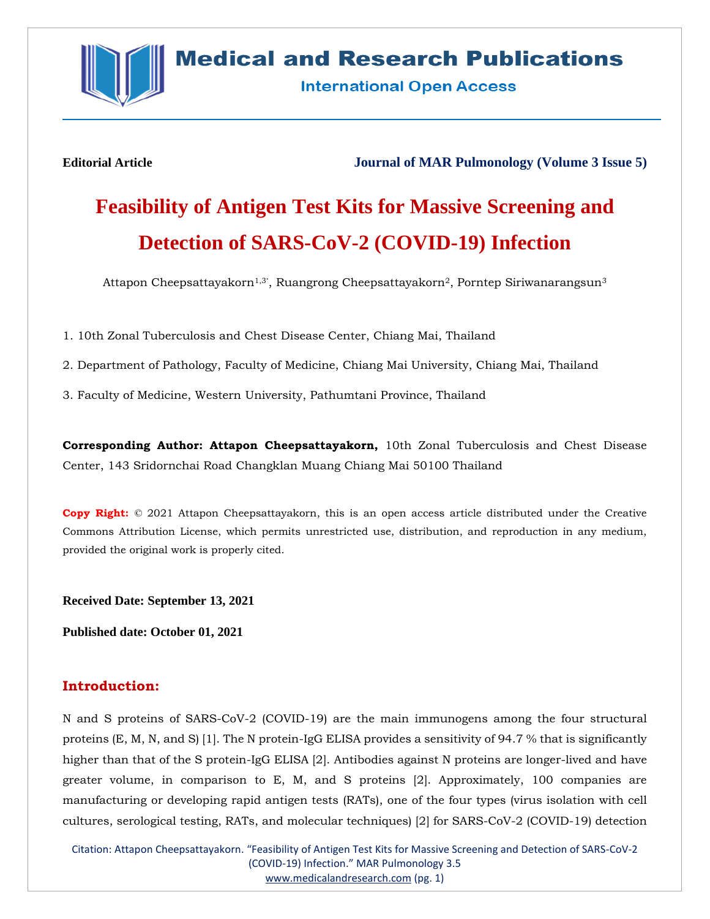**Editorial Article**

**Journal of MAR Pulmonology (Volume 3 Issue 5)**

# Feasibility of Antigen Test Kits for Massive Screening and Detection of SARS-CoV-2 (COVID-19) Infection

Attapon Cheepsattayakorn[1,3*], Ruangrong Cheepsattayakorn[2], Porntep Siriwanarangsun[3]

1. 10th Zonal Tuberculosis and Chest Disease Center, Chiang Mai, Thailand
2. Department of Pathology, Faculty of Medicine, Chiang Mai University, Chiang Mai, Thailand
3. Faculty of Medicine, Western University, Pathumtani Province, Thailand

**Corresponding Author: Attapon Cheepsattayakorn,** 10th Zonal Tuberculosis and Chest Disease Center, 143 Sridornchai Road Changklan Muang Chiang Mai 50100 Thailand

**Copy Right:** © 2021 Attapon Cheepsattayakorn, this is an open access article distributed under the Creative Commons Attribution License, which permits unrestricted use, distribution, and reproduction in any medium, provided the original work is properly cited.

**Received Date: September 13, 2021**

**Published date: October 01, 2021**

## Introduction:

N and S proteins of SARS-CoV-2 (COVID-19) are the main immunogens among the four structural proteins (E, M, N, and S) [1]. The N protein-IgG ELISA provides a sensitivity of 94.7 % that is significantly higher than that of the S protein-IgG ELISA [2]. Antibodies against N proteins are longer-lived and have greater volume, in comparison to E, M, and S proteins [2]. Approximately, 100 companies are manufacturing or developing rapid antigen tests (RATs), one of the four types (virus isolation with cell cultures, serological testing, RATs, and molecular techniques) [2] for SARS-CoV-2 (COVID-19) detection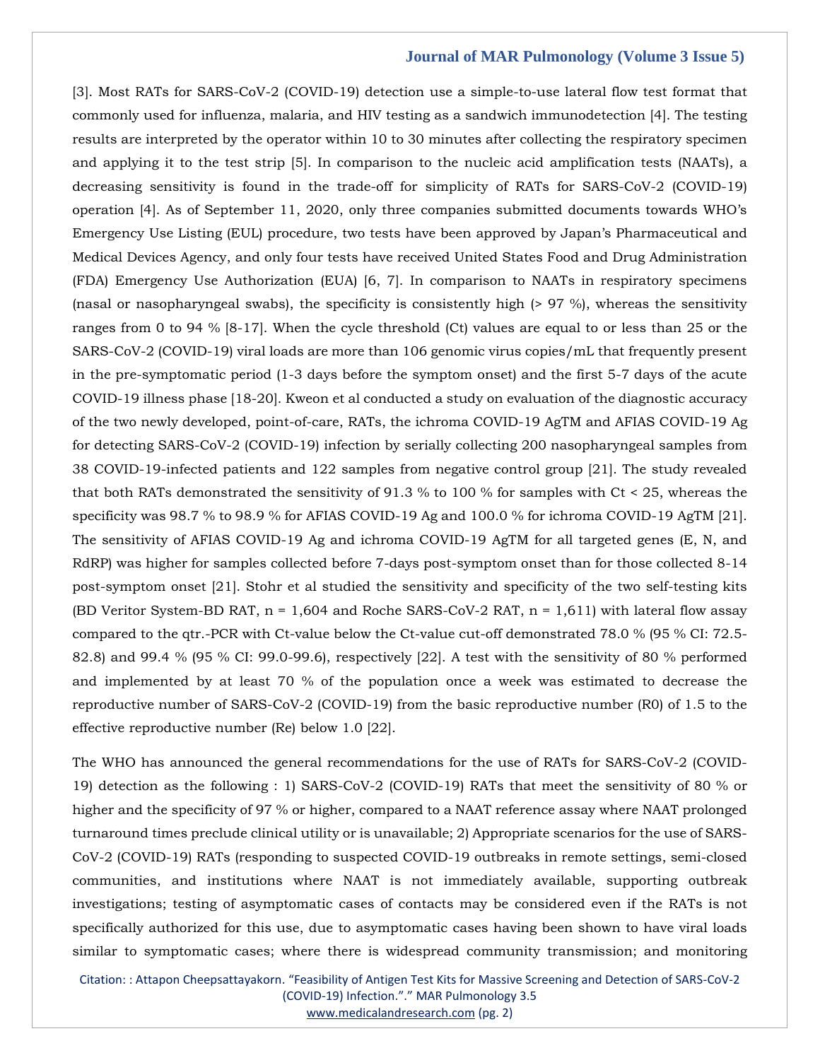[3]. Most RATs for SARS-CoV-2 (COVID-19) detection use a simple-to-use lateral flow test format that commonly used for influenza, malaria, and HIV testing as a sandwich immunodetection [4]. The testing results are interpreted by the operator within 10 to 30 minutes after collecting the respiratory specimen and applying it to the test strip [5]. In comparison to the nucleic acid amplification tests (NAATs), a decreasing sensitivity is found in the trade-off for simplicity of RATs for SARS-CoV-2 (COVID-19) operation [4]. As of September 11, 2020, only three companies submitted documents towards WHO's Emergency Use Listing (EUL) procedure, two tests have been approved by Japan's Pharmaceutical and Medical Devices Agency, and only four tests have received United States Food and Drug Administration (FDA) Emergency Use Authorization (EUA) [6, 7]. In comparison to NAATs in respiratory specimens (nasal or nasopharyngeal swabs), the specificity is consistently high (> 97 %), whereas the sensitivity ranges from 0 to 94 % [8-17]. When the cycle threshold (Ct) values are equal to or less than 25 or the SARS-CoV-2 (COVID-19) viral loads are more than 106 genomic virus copies/mL that frequently present in the pre-symptomatic period (1-3 days before the symptom onset) and the first 5-7 days of the acute COVID-19 illness phase [18-20]. Kweon et al conducted a study on evaluation of the diagnostic accuracy of the two newly developed, point-of-care, RATs, the ichroma COVID-19 AgTM and AFIAS COVID-19 Ag for detecting SARS-CoV-2 (COVID-19) infection by serially collecting 200 nasopharyngeal samples from 38 COVID-19-infected patients and 122 samples from negative control group [21]. The study revealed that both RATs demonstrated the sensitivity of 91.3 % to 100 % for samples with Ct < 25, whereas the specificity was 98.7 % to 98.9 % for AFIAS COVID-19 Ag and 100.0 % for ichroma COVID-19 AgTM [21]. The sensitivity of AFIAS COVID-19 Ag and ichroma COVID-19 AgTM for all targeted genes (E, N, and RdRP) was higher for samples collected before 7-days post-symptom onset than for those collected 8-14 post-symptom onset [21]. Stohr et al studied the sensitivity and specificity of the two self-testing kits (BD Veritor System-BD RAT, n = 1,604 and Roche SARS-CoV-2 RAT, n = 1,611) with lateral flow assay compared to the qtr.-PCR with Ct-value below the Ct-value cut-off demonstrated 78.0 % (95 % CI: 72.5-82.8) and 99.4 % (95 % CI: 99.0-99.6), respectively [22]. A test with the sensitivity of 80 % performed and implemented by at least 70 % of the population once a week was estimated to decrease the reproductive number of SARS-CoV-2 (COVID-19) from the basic reproductive number (R0) of 1.5 to the effective reproductive number (Re) below 1.0 [22].

The WHO has announced the general recommendations for the use of RATs for SARS-CoV-2 (COVID-19) detection as the following : 1) SARS-CoV-2 (COVID-19) RATs that meet the sensitivity of 80 % or higher and the specificity of 97 % or higher, compared to a NAAT reference assay where NAAT prolonged turnaround times preclude clinical utility or is unavailable; 2) Appropriate scenarios for the use of SARS-CoV-2 (COVID-19) RATs (responding to suspected COVID-19 outbreaks in remote settings, semi-closed communities, and institutions where NAAT is not immediately available, supporting outbreak investigations; testing of asymptomatic cases of contacts may be considered even if the RATs is not specifically authorized for this use, due to asymptomatic cases having been shown to have viral loads similar to symptomatic cases; where there is widespread community transmission; and monitoring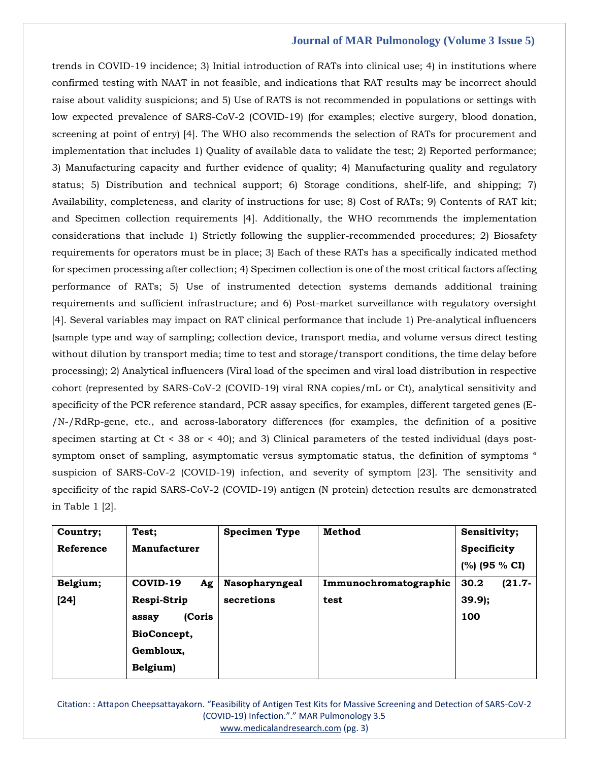trends in COVID-19 incidence; 3) Initial introduction of RATs into clinical use; 4) in institutions where confirmed testing with NAAT in not feasible, and indications that RAT results may be incorrect should raise about validity suspicions; and 5) Use of RATS is not recommended in populations or settings with low expected prevalence of SARS-CoV-2 (COVID-19) (for examples; elective surgery, blood donation, screening at point of entry) [4]. The WHO also recommends the selection of RATs for procurement and implementation that includes 1) Quality of available data to validate the test; 2) Reported performance; 3) Manufacturing capacity and further evidence of quality; 4) Manufacturing quality and regulatory status; 5) Distribution and technical support; 6) Storage conditions, shelf-life, and shipping; 7) Availability, completeness, and clarity of instructions for use; 8) Cost of RATs; 9) Contents of RAT kit; and Specimen collection requirements [4]. Additionally, the WHO recommends the implementation considerations that include 1) Strictly following the supplier-recommended procedures; 2) Biosafety requirements for operators must be in place; 3) Each of these RATs has a specifically indicated method for specimen processing after collection; 4) Specimen collection is one of the most critical factors affecting performance of RATs; 5) Use of instrumented detection systems demands additional training requirements and sufficient infrastructure; and 6) Post-market surveillance with regulatory oversight [4]. Several variables may impact on RAT clinical performance that include 1) Pre-analytical influencers (sample type and way of sampling; collection device, transport media, and volume versus direct testing without dilution by transport media; time to test and storage/transport conditions, the time delay before processing); 2) Analytical influencers (Viral load of the specimen and viral load distribution in respective cohort (represented by SARS-CoV-2 (COVID-19) viral RNA copies/mL or Ct), analytical sensitivity and specificity of the PCR reference standard, PCR assay specifics, for examples, different targeted genes (E-/N-/RdRp-gene, etc., and across-laboratory differences (for examples, the definition of a positive specimen starting at Ct < 38 or < 40); and 3) Clinical parameters of the tested individual (days post-symptom onset of sampling, asymptomatic versus symptomatic status, the definition of symptoms " suspicion of SARS-CoV-2 (COVID-19) infection, and severity of symptom [23]. The sensitivity and specificity of the rapid SARS-CoV-2 (COVID-19) antigen (N protein) detection results are demonstrated in Table 1 [2].

| Country; Reference | Test; Manufacturer | Specimen Type | Method | Sensitivity; Specificity (%) (95 % CI) |
|---|---|---|---|---|
| **Belgium; [24]** | **COVID-19 Ag Respi-Strip assay (Coris BioConcept, Gembloux, Belgium)** | **Nasopharyngeal secretions** | **Immunochromatographic test** | **30.2 (21.7-39.9); 100** |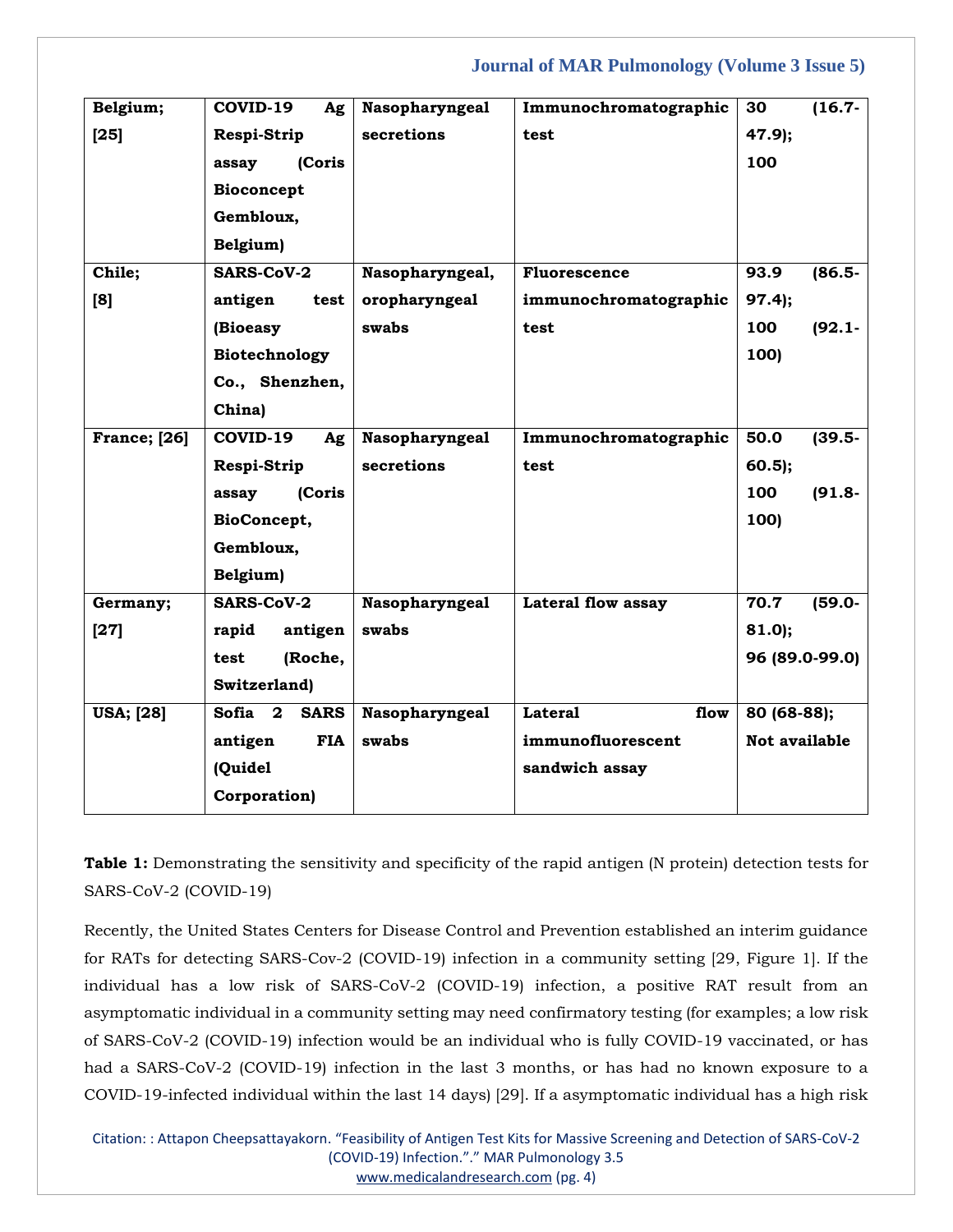| Belgium; [25] | COVID-19 Ag Respi-Strip assay (Coris Bioconcept Gembloux, Belgium) | Nasopharyngeal secretions | Immunochromatographic test | 30 (16.7-47.9); 100 |
|---|---|---|---|---|
| Chile; [8] | SARS-CoV-2 antigen test (Bioeasy Biotechnology Co., Shenzhen, China) | Nasopharyngeal, oropharyngeal swabs | Fluorescence immunochromatographic test | 93.9 (86.5-97.4); 100 (92.1-100) |
| France; [26] | COVID-19 Ag Respi-Strip assay (Coris BioConcept, Gembloux, Belgium) | Nasopharyngeal secretions | Immunochromatographic test | 50.0 (39.5-60.5); 100 (91.8-100) |
| Germany; [27] | SARS-CoV-2 rapid antigen test (Roche, Switzerland) | Nasopharyngeal swabs | Lateral flow assay | 70.7 (59.0-81.0); 96 (89.0-99.0) |
| USA; [28] | Sofia 2 SARS antigen FIA (Quidel Corporation) | Nasopharyngeal swabs | Lateral flow immunofluorescent sandwich assay | 80 (68-88); Not available |

**Table 1:** Demonstrating the sensitivity and specificity of the rapid antigen (N protein) detection tests for SARS-CoV-2 (COVID-19)

Recently, the United States Centers for Disease Control and Prevention established an interim guidance for RATs for detecting SARS-Cov-2 (COVID-19) infection in a community setting [29, Figure 1]. If the individual has a low risk of SARS-CoV-2 (COVID-19) infection, a positive RAT result from an asymptomatic individual in a community setting may need confirmatory testing (for examples; a low risk of SARS-CoV-2 (COVID-19) infection would be an individual who is fully COVID-19 vaccinated, or has had a SARS-CoV-2 (COVID-19) infection in the last 3 months, or has had no known exposure to a COVID-19-infected individual within the last 14 days) [29]. If a asymptomatic individual has a high risk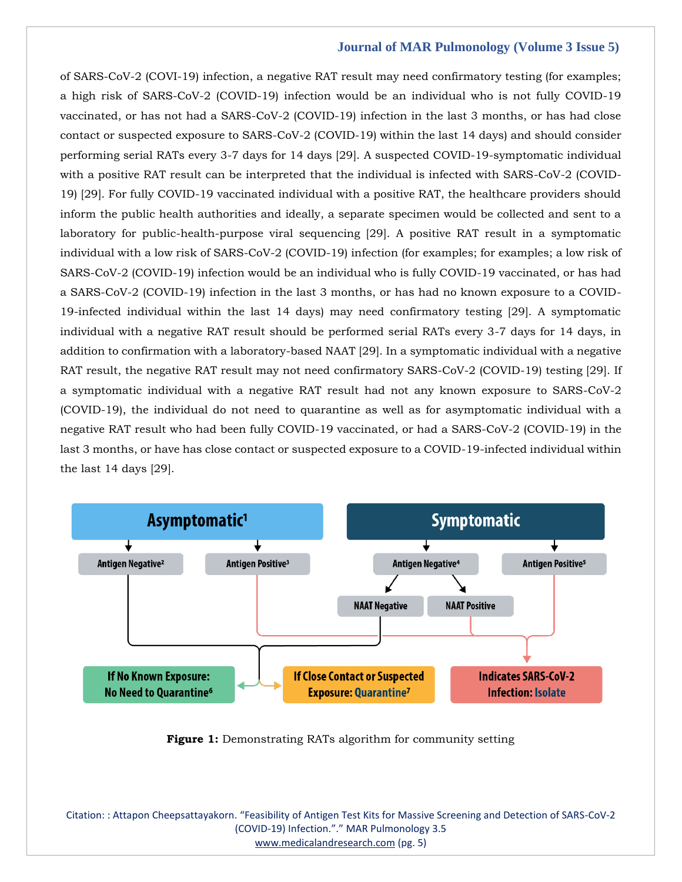of SARS-CoV-2 (COVI-19) infection, a negative RAT result may need confirmatory testing (for examples; a high risk of SARS-CoV-2 (COVID-19) infection would be an individual who is not fully COVID-19 vaccinated, or has not had a SARS-CoV-2 (COVID-19) infection in the last 3 months, or has had close contact or suspected exposure to SARS-CoV-2 (COVID-19) within the last 14 days) and should consider performing serial RATs every 3-7 days for 14 days [29]. A suspected COVID-19-symptomatic individual with a positive RAT result can be interpreted that the individual is infected with SARS-CoV-2 (COVID-19) [29]. For fully COVID-19 vaccinated individual with a positive RAT, the healthcare providers should inform the public health authorities and ideally, a separate specimen would be collected and sent to a laboratory for public-health-purpose viral sequencing [29]. A positive RAT result in a symptomatic individual with a low risk of SARS-CoV-2 (COVID-19) infection (for examples; for examples; a low risk of SARS-CoV-2 (COVID-19) infection would be an individual who is fully COVID-19 vaccinated, or has had a SARS-CoV-2 (COVID-19) infection in the last 3 months, or has had no known exposure to a COVID-19-infected individual within the last 14 days) may need confirmatory testing [29]. A symptomatic individual with a negative RAT result should be performed serial RATs every 3-7 days for 14 days, in addition to confirmation with a laboratory-based NAAT [29]. In a symptomatic individual with a negative RAT result, the negative RAT result may not need confirmatory SARS-CoV-2 (COVID-19) testing [29]. If a symptomatic individual with a negative RAT result had not any known exposure to SARS-CoV-2 (COVID-19), the individual do not need to quarantine as well as for asymptomatic individual with a negative RAT result who had been fully COVID-19 vaccinated, or had a SARS-CoV-2 (COVID-19) in the last 3 months, or have has close contact or suspected exposure to a COVID-19-infected individual within the last 14 days [29].

Asymptomatic[1] → Antigen Negative[2] / Antigen Positive[3]

Symptomatic → Antigen Negative[4] (→ NAAT Negative / NAAT Positive) / Antigen Positive[5]

If No Known Exposure: No Need to Quarantine[6]

If Close Contact or Suspected Exposure: Quarantine[7]

Indicates SARS-CoV-2 Infection: Isolate

**Figure 1:** Demonstrating RATs algorithm for community setting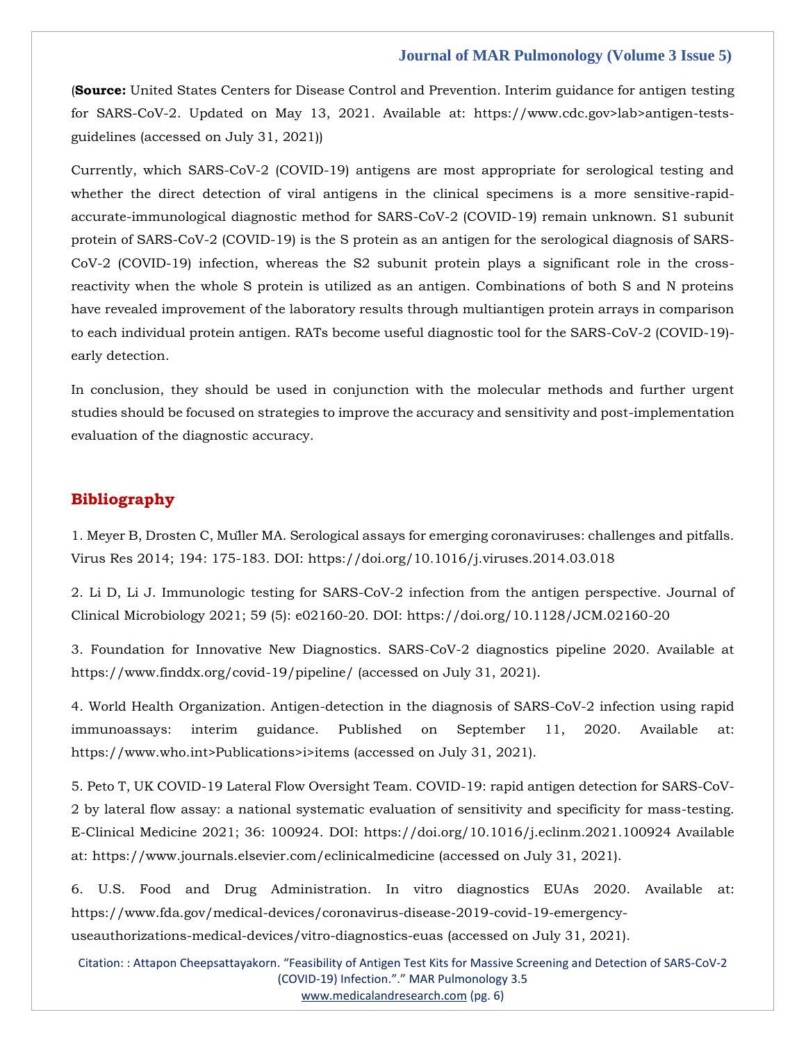(**Source:** United States Centers for Disease Control and Prevention. Interim guidance for antigen testing for SARS-CoV-2. Updated on May 13, 2021. Available at: https://www.cdc.gov>lab>antigen-tests-guidelines (accessed on July 31, 2021))

Currently, which SARS-CoV-2 (COVID-19) antigens are most appropriate for serological testing and whether the direct detection of viral antigens in the clinical specimens is a more sensitive-rapid-accurate-immunological diagnostic method for SARS-CoV-2 (COVID-19) remain unknown. S1 subunit protein of SARS-CoV-2 (COVID-19) is the S protein as an antigen for the serological diagnosis of SARS-CoV-2 (COVID-19) infection, whereas the S2 subunit protein plays a significant role in the cross-reactivity when the whole S protein is utilized as an antigen. Combinations of both S and N proteins have revealed improvement of the laboratory results through multiantigen protein arrays in comparison to each individual protein antigen. RATs become useful diagnostic tool for the SARS-CoV-2 (COVID-19)-early detection.

In conclusion, they should be used in conjunction with the molecular methods and further urgent studies should be focused on strategies to improve the accuracy and sensitivity and post-implementation evaluation of the diagnostic accuracy.

## Bibliography

1. Meyer B, Drosten C, Muller MA. Serological assays for emerging coronaviruses: challenges and pitfalls. Virus Res 2014; 194: 175-183. DOI: https://doi.org/10.1016/j.viruses.2014.03.018

2. Li D, Li J. Immunologic testing for SARS-CoV-2 infection from the antigen perspective. Journal of Clinical Microbiology 2021; 59 (5): e02160-20. DOI: https://doi.org/10.1128/JCM.02160-20

3. Foundation for Innovative New Diagnostics. SARS-CoV-2 diagnostics pipeline 2020. Available at https://www.finddx.org/covid-19/pipeline/ (accessed on July 31, 2021).

4. World Health Organization. Antigen-detection in the diagnosis of SARS-CoV-2 infection using rapid immunoassays: interim guidance. Published on September 11, 2020. Available at: https://www.who.int>Publications>i>items (accessed on July 31, 2021).

5. Peto T, UK COVID-19 Lateral Flow Oversight Team. COVID-19: rapid antigen detection for SARS-CoV-2 by lateral flow assay: a national systematic evaluation of sensitivity and specificity for mass-testing. E-Clinical Medicine 2021; 36: 100924. DOI: https://doi.org/10.1016/j.eclinm.2021.100924 Available at: https://www.journals.elsevier.com/eclinicalmedicine (accessed on July 31, 2021).

6. U.S. Food and Drug Administration. In vitro diagnostics EUAs 2020. Available at: https://www.fda.gov/medical-devices/coronavirus-disease-2019-covid-19-emergency-useauthorizations-medical-devices/vitro-diagnostics-euas (accessed on July 31, 2021).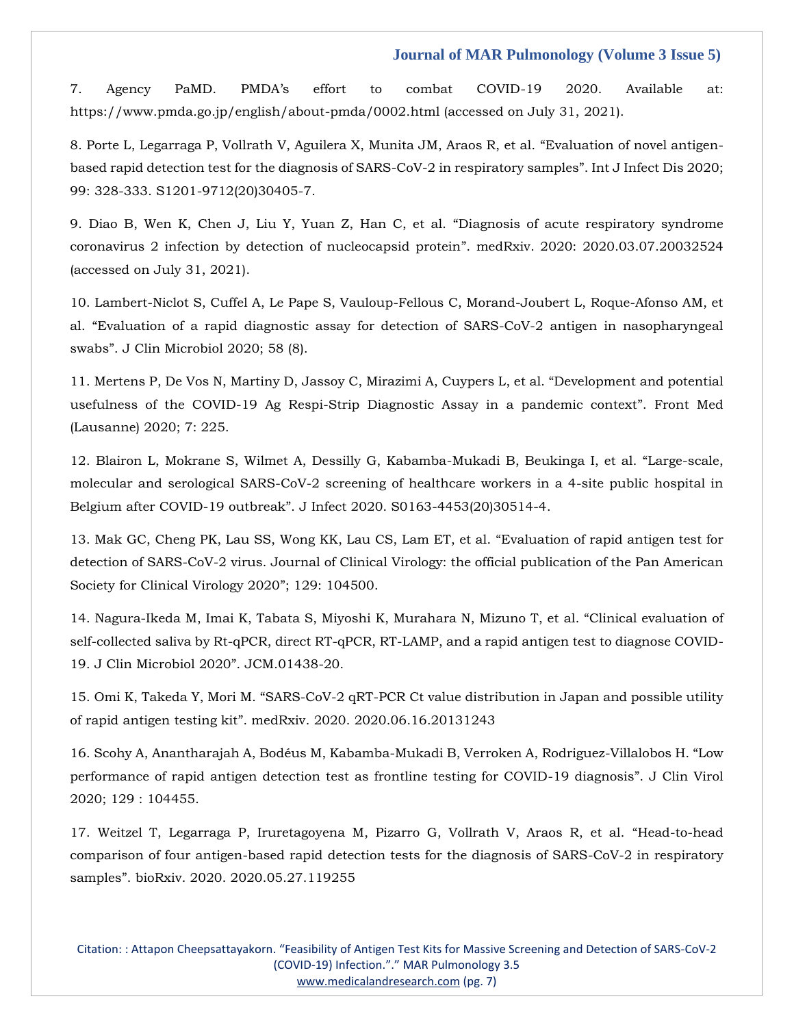7. Agency PaMD. PMDA's effort to combat COVID-19 2020. Available at: https://www.pmda.go.jp/english/about-pmda/0002.html (accessed on July 31, 2021).

8. Porte L, Legarraga P, Vollrath V, Aguilera X, Munita JM, Araos R, et al. "Evaluation of novel antigen-based rapid detection test for the diagnosis of SARS-CoV-2 in respiratory samples". Int J Infect Dis 2020; 99: 328-333. S1201-9712(20)30405-7.

9. Diao B, Wen K, Chen J, Liu Y, Yuan Z, Han C, et al. "Diagnosis of acute respiratory syndrome coronavirus 2 infection by detection of nucleocapsid protein". medRxiv. 2020: 2020.03.07.20032524 (accessed on July 31, 2021).

10. Lambert-Niclot S, Cuffel A, Le Pape S, Vauloup-Fellous C, Morand-Joubert L, Roque-Afonso AM, et al. "Evaluation of a rapid diagnostic assay for detection of SARS-CoV-2 antigen in nasopharyngeal swabs". J Clin Microbiol 2020; 58 (8).

11. Mertens P, De Vos N, Martiny D, Jassoy C, Mirazimi A, Cuypers L, et al. "Development and potential usefulness of the COVID-19 Ag Respi-Strip Diagnostic Assay in a pandemic context". Front Med (Lausanne) 2020; 7: 225.

12. Blairon L, Mokrane S, Wilmet A, Dessilly G, Kabamba-Mukadi B, Beukinga I, et al. "Large-scale, molecular and serological SARS-CoV-2 screening of healthcare workers in a 4-site public hospital in Belgium after COVID-19 outbreak". J Infect 2020. S0163-4453(20)30514-4.

13. Mak GC, Cheng PK, Lau SS, Wong KK, Lau CS, Lam ET, et al. "Evaluation of rapid antigen test for detection of SARS-CoV-2 virus. Journal of Clinical Virology: the official publication of the Pan American Society for Clinical Virology 2020"; 129: 104500.

14. Nagura-Ikeda M, Imai K, Tabata S, Miyoshi K, Murahara N, Mizuno T, et al. "Clinical evaluation of self-collected saliva by Rt-qPCR, direct RT-qPCR, RT-LAMP, and a rapid antigen test to diagnose COVID-19. J Clin Microbiol 2020". JCM.01438-20.

15. Omi K, Takeda Y, Mori M. "SARS-CoV-2 qRT-PCR Ct value distribution in Japan and possible utility of rapid antigen testing kit". medRxiv. 2020. 2020.06.16.20131243

16. Scohy A, Anantharajah A, Bodéus M, Kabamba-Mukadi B, Verroken A, Rodriguez-Villalobos H. "Low performance of rapid antigen detection test as frontline testing for COVID-19 diagnosis". J Clin Virol 2020; 129 : 104455.

17. Weitzel T, Legarraga P, Iruretagoyena M, Pizarro G, Vollrath V, Araos R, et al. "Head-to-head comparison of four antigen-based rapid detection tests for the diagnosis of SARS-CoV-2 in respiratory samples". bioRxiv. 2020. 2020.05.27.119255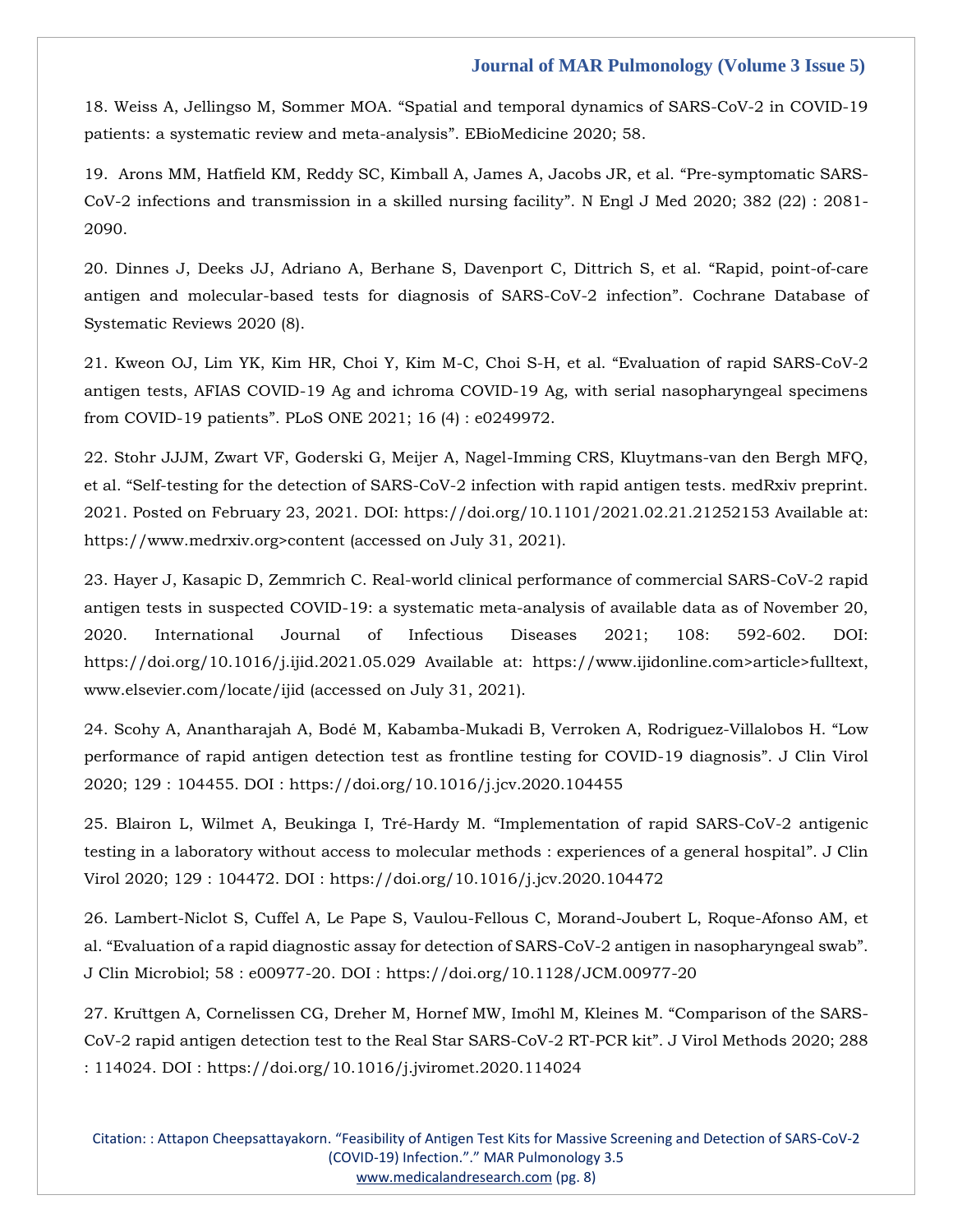18. Weiss A, Jellingso M, Sommer MOA. "Spatial and temporal dynamics of SARS-CoV-2 in COVID-19 patients: a systematic review and meta-analysis". EBioMedicine 2020; 58.

19. Arons MM, Hatfield KM, Reddy SC, Kimball A, James A, Jacobs JR, et al. "Pre-symptomatic SARS-CoV-2 infections and transmission in a skilled nursing facility". N Engl J Med 2020; 382 (22) : 2081-2090.

20. Dinnes J, Deeks JJ, Adriano A, Berhane S, Davenport C, Dittrich S, et al. "Rapid, point-of-care antigen and molecular-based tests for diagnosis of SARS-CoV-2 infection". Cochrane Database of Systematic Reviews 2020 (8).

21. Kweon OJ, Lim YK, Kim HR, Choi Y, Kim M-C, Choi S-H, et al. "Evaluation of rapid SARS-CoV-2 antigen tests, AFIAS COVID-19 Ag and ichroma COVID-19 Ag, with serial nasopharyngeal specimens from COVID-19 patients". PLoS ONE 2021; 16 (4) : e0249972.

22. Stohr JJJM, Zwart VF, Goderski G, Meijer A, Nagel-Imming CRS, Kluytmans-van den Bergh MFQ, et al. "Self-testing for the detection of SARS-CoV-2 infection with rapid antigen tests. medRxiv preprint. 2021. Posted on February 23, 2021. DOI: https://doi.org/10.1101/2021.02.21.21252153 Available at: https://www.medrxiv.org>content (accessed on July 31, 2021).

23. Hayer J, Kasapic D, Zemmrich C. Real-world clinical performance of commercial SARS-CoV-2 rapid antigen tests in suspected COVID-19: a systematic meta-analysis of available data as of November 20, 2020. International Journal of Infectious Diseases 2021; 108: 592-602. DOI: https://doi.org/10.1016/j.ijid.2021.05.029 Available at: https://www.ijidonline.com>article>fulltext, www.elsevier.com/locate/ijid (accessed on July 31, 2021).

24. Scohy A, Anantharajah A, Bodé M, Kabamba-Mukadi B, Verroken A, Rodriguez-Villalobos H. "Low performance of rapid antigen detection test as frontline testing for COVID-19 diagnosis". J Clin Virol 2020; 129 : 104455. DOI : https://doi.org/10.1016/j.jcv.2020.104455

25. Blairon L, Wilmet A, Beukinga I, Tré-Hardy M. "Implementation of rapid SARS-CoV-2 antigenic testing in a laboratory without access to molecular methods : experiences of a general hospital". J Clin Virol 2020; 129 : 104472. DOI : https://doi.org/10.1016/j.jcv.2020.104472

26. Lambert-Niclot S, Cuffel A, Le Pape S, Vaulou-Fellous C, Morand-Joubert L, Roque-Afonso AM, et al. "Evaluation of a rapid diagnostic assay for detection of SARS-CoV-2 antigen in nasopharyngeal swab". J Clin Microbiol; 58 : e00977-20. DOI : https://doi.org/10.1128/JCM.00977-20

27. Krüttgen A, Cornelissen CG, Dreher M, Hornef MW, Imöhl M, Kleines M. "Comparison of the SARS-CoV-2 rapid antigen detection test to the Real Star SARS-CoV-2 RT-PCR kit". J Virol Methods 2020; 288 : 114024. DOI : https://doi.org/10.1016/j.jviromet.2020.114024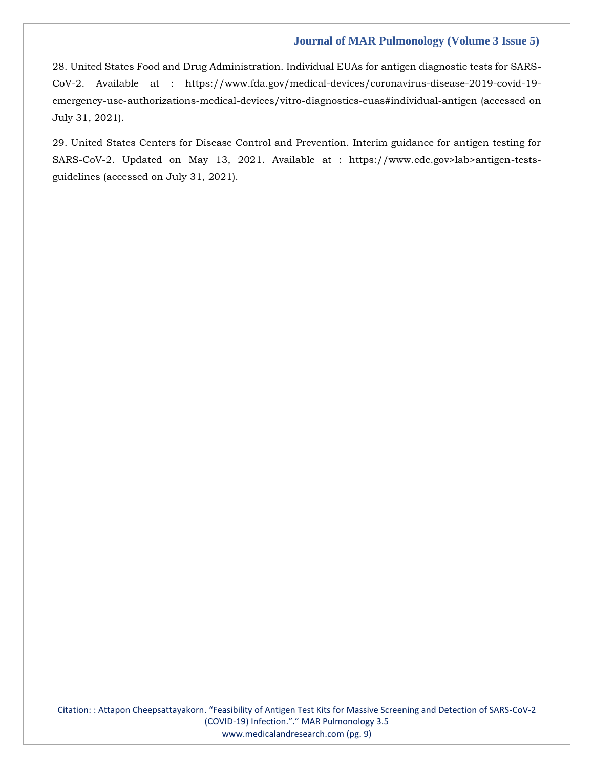28. United States Food and Drug Administration. Individual EUAs for antigen diagnostic tests for SARS-CoV-2. Available at : https://www.fda.gov/medical-devices/coronavirus-disease-2019-covid-19-emergency-use-authorizations-medical-devices/vitro-diagnostics-euas#individual-antigen (accessed on July 31, 2021).

29. United States Centers for Disease Control and Prevention. Interim guidance for antigen testing for SARS-CoV-2. Updated on May 13, 2021. Available at : https://www.cdc.gov>lab>antigen-tests-guidelines (accessed on July 31, 2021).